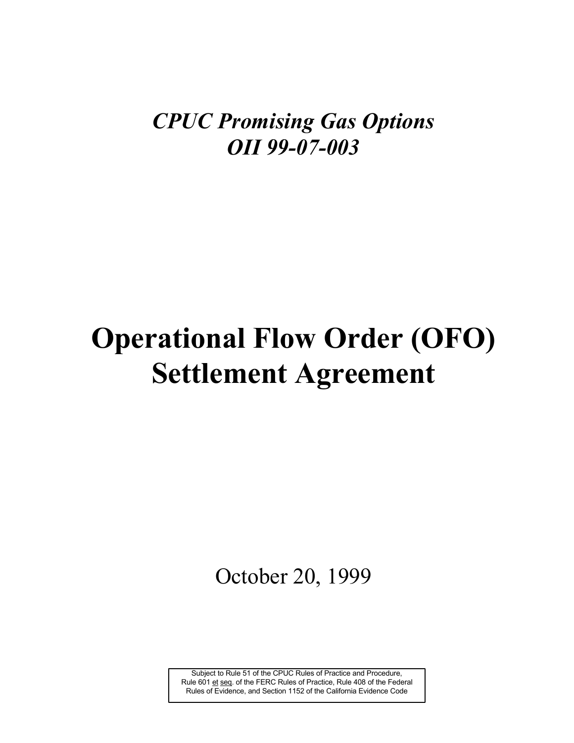*CPUC Promising Gas Options*
*OII 99-07-003*

# Operational Flow Order (OFO) Settlement Agreement

October 20, 1999

Subject to Rule 51 of the CPUC Rules of Practice and Procedure, Rule 601 et seq. of the FERC Rules of Practice, Rule 408 of the Federal Rules of Evidence, and Section 1152 of the California Evidence Code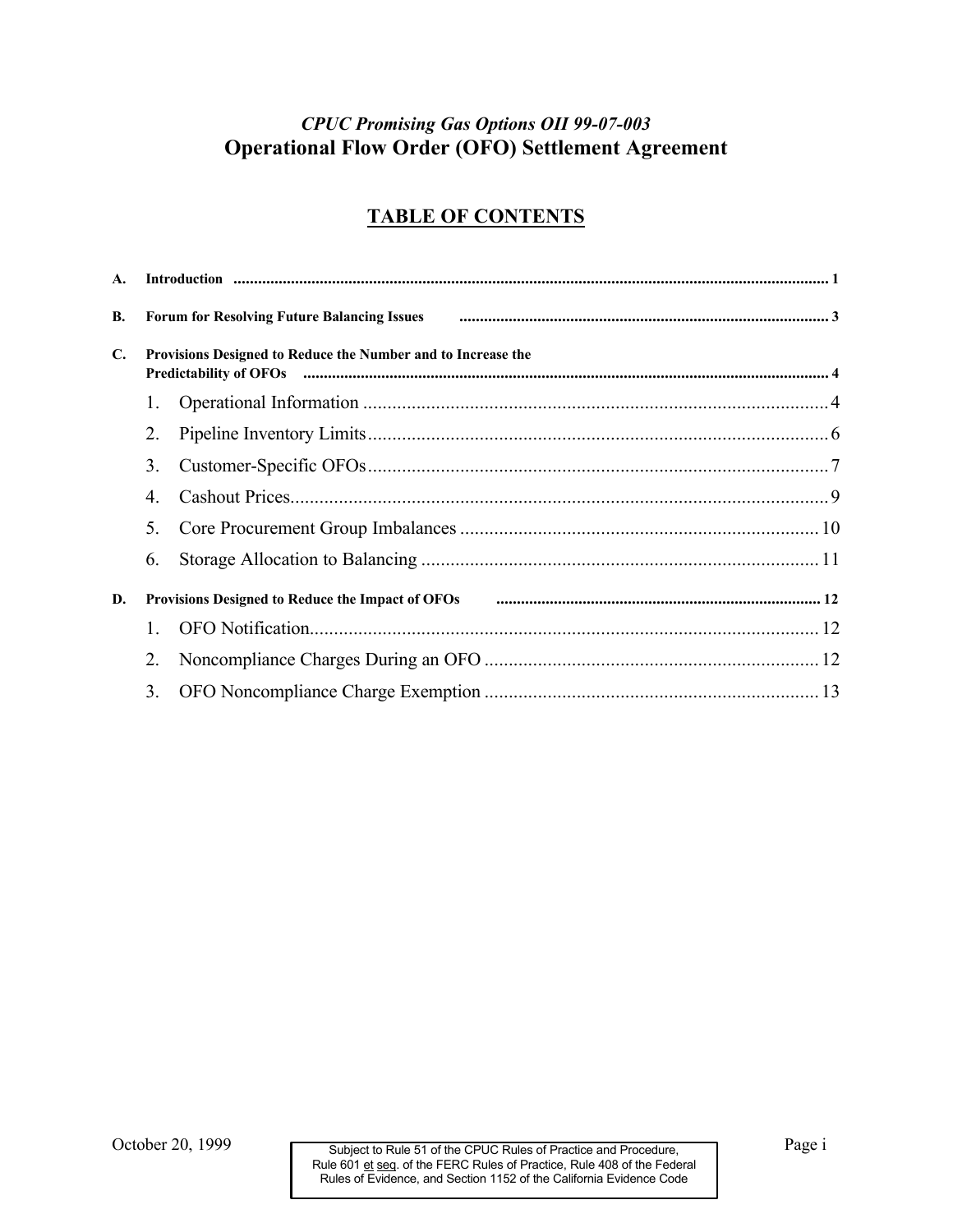*CPUC Promising Gas Options OII 99-07-003*

# Operational Flow Order (OFO) Settlement Agreement

## TABLE OF CONTENTS

**A. Introduction** ..... 1

**B. Forum for Resolving Future Balancing Issues** ..... 3

**C. Provisions Designed to Reduce the Number and to Increase the Predictability of OFOs** ..... 4

1. Operational Information ..... 4
2. Pipeline Inventory Limits ..... 6
3. Customer-Specific OFOs ..... 7
4. Cashout Prices ..... 9
5. Core Procurement Group Imbalances ..... 10
6. Storage Allocation to Balancing ..... 11

**D. Provisions Designed to Reduce the Impact of OFOs** ..... 12

1. OFO Notification ..... 12
2. Noncompliance Charges During an OFO ..... 12
3. OFO Noncompliance Charge Exemption ..... 13

October 20, 1999

Subject to Rule 51 of the CPUC Rules of Practice and Procedure, Rule 601 et seq. of the FERC Rules of Practice, Rule 408 of the Federal Rules of Evidence, and Section 1152 of the California Evidence Code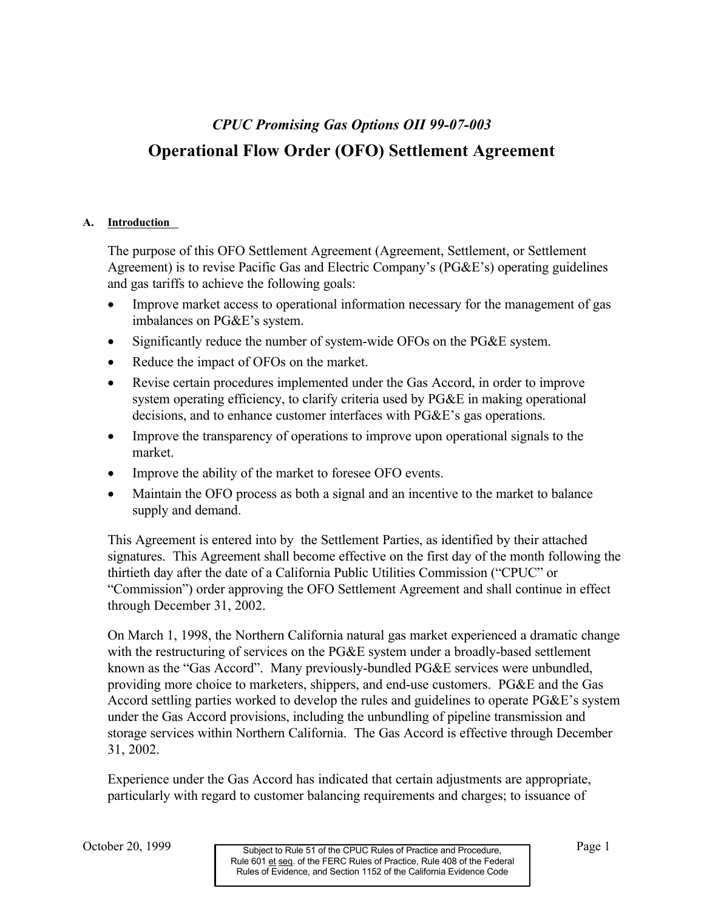*CPUC Promising Gas Options OII 99-07-003*

# Operational Flow Order (OFO) Settlement Agreement

## A. Introduction

The purpose of this OFO Settlement Agreement (Agreement, Settlement, or Settlement Agreement) is to revise Pacific Gas and Electric Company's (PG&E's) operating guidelines and gas tariffs to achieve the following goals:

- Improve market access to operational information necessary for the management of gas imbalances on PG&E's system.
- Significantly reduce the number of system-wide OFOs on the PG&E system.
- Reduce the impact of OFOs on the market.
- Revise certain procedures implemented under the Gas Accord, in order to improve system operating efficiency, to clarify criteria used by PG&E in making operational decisions, and to enhance customer interfaces with PG&E's gas operations.
- Improve the transparency of operations to improve upon operational signals to the market.
- Improve the ability of the market to foresee OFO events.
- Maintain the OFO process as both a signal and an incentive to the market to balance supply and demand.

This Agreement is entered into by the Settlement Parties, as identified by their attached signatures. This Agreement shall become effective on the first day of the month following the thirtieth day after the date of a California Public Utilities Commission ("CPUC" or "Commission") order approving the OFO Settlement Agreement and shall continue in effect through December 31, 2002.

On March 1, 1998, the Northern California natural gas market experienced a dramatic change with the restructuring of services on the PG&E system under a broadly-based settlement known as the "Gas Accord". Many previously-bundled PG&E services were unbundled, providing more choice to marketers, shippers, and end-use customers. PG&E and the Gas Accord settling parties worked to develop the rules and guidelines to operate PG&E's system under the Gas Accord provisions, including the unbundling of pipeline transmission and storage services within Northern California. The Gas Accord is effective through December 31, 2002.

Experience under the Gas Accord has indicated that certain adjustments are appropriate, particularly with regard to customer balancing requirements and charges; to issuance of

October 20, 1999

Subject to Rule 51 of the CPUC Rules of Practice and Procedure, Rule 601 et seq. of the FERC Rules of Practice, Rule 408 of the Federal Rules of Evidence, and Section 1152 of the California Evidence Code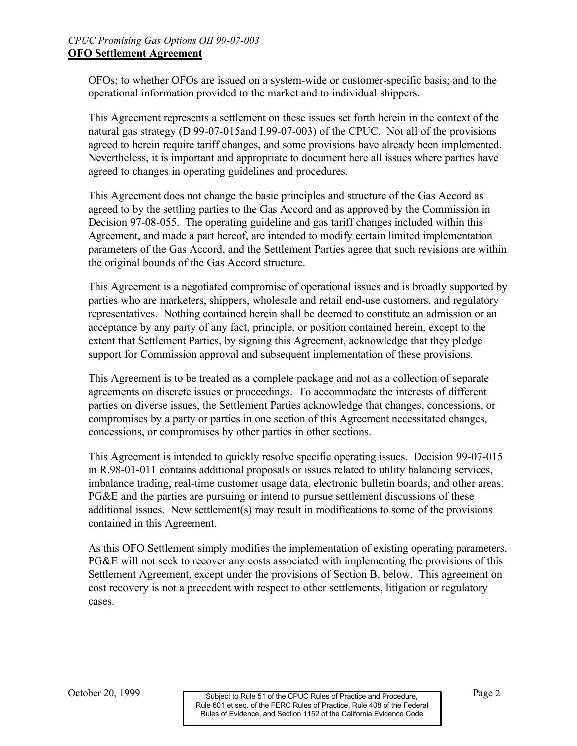OFOs; to whether OFOs are issued on a system-wide or customer-specific basis; and to the operational information provided to the market and to individual shippers.

This Agreement represents a settlement on these issues set forth herein in the context of the natural gas strategy (D.99-07-015and I.99-07-003) of the CPUC. Not all of the provisions agreed to herein require tariff changes, and some provisions have already been implemented. Nevertheless, it is important and appropriate to document here all issues where parties have agreed to changes in operating guidelines and procedures.

This Agreement does not change the basic principles and structure of the Gas Accord as agreed to by the settling parties to the Gas Accord and as approved by the Commission in Decision 97-08-055. The operating guideline and gas tariff changes included within this Agreement, and made a part hereof, are intended to modify certain limited implementation parameters of the Gas Accord, and the Settlement Parties agree that such revisions are within the original bounds of the Gas Accord structure.

This Agreement is a negotiated compromise of operational issues and is broadly supported by parties who are marketers, shippers, wholesale and retail end-use customers, and regulatory representatives. Nothing contained herein shall be deemed to constitute an admission or an acceptance by any party of any fact, principle, or position contained herein, except to the extent that Settlement Parties, by signing this Agreement, acknowledge that they pledge support for Commission approval and subsequent implementation of these provisions.

This Agreement is to be treated as a complete package and not as a collection of separate agreements on discrete issues or proceedings. To accommodate the interests of different parties on diverse issues, the Settlement Parties acknowledge that changes, concessions, or compromises by a party or parties in one section of this Agreement necessitated changes, concessions, or compromises by other parties in other sections.

This Agreement is intended to quickly resolve specific operating issues. Decision 99-07-015 in R.98-01-011 contains additional proposals or issues related to utility balancing services, imbalance trading, real-time customer usage data, electronic bulletin boards, and other areas. PG&E and the parties are pursuing or intend to pursue settlement discussions of these additional issues. New settlement(s) may result in modifications to some of the provisions contained in this Agreement.

As this OFO Settlement simply modifies the implementation of existing operating parameters, PG&E will not seek to recover any costs associated with implementing the provisions of this Settlement Agreement, except under the provisions of Section B, below. This agreement on cost recovery is not a precedent with respect to other settlements, litigation or regulatory cases.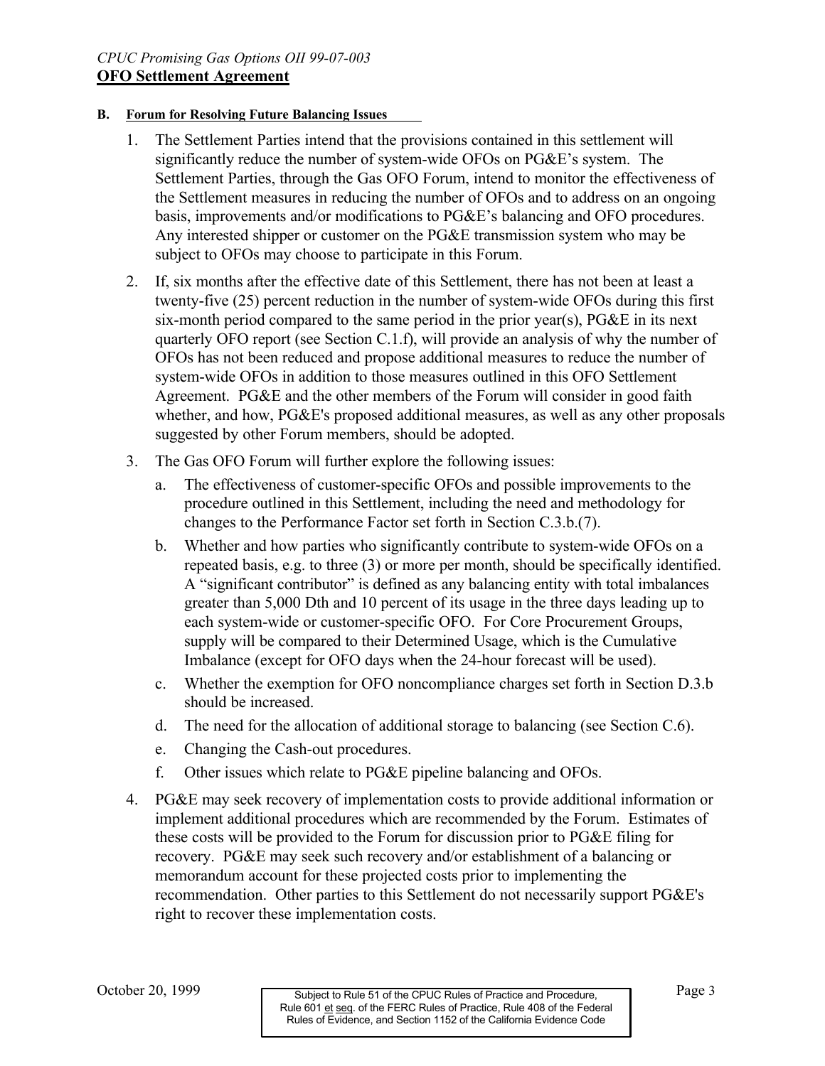## B. Forum for Resolving Future Balancing Issues

1. The Settlement Parties intend that the provisions contained in this settlement will significantly reduce the number of system-wide OFOs on PG&E's system. The Settlement Parties, through the Gas OFO Forum, intend to monitor the effectiveness of the Settlement measures in reducing the number of OFOs and to address on an ongoing basis, improvements and/or modifications to PG&E's balancing and OFO procedures. Any interested shipper or customer on the PG&E transmission system who may be subject to OFOs may choose to participate in this Forum.

2. If, six months after the effective date of this Settlement, there has not been at least a twenty-five (25) percent reduction in the number of system-wide OFOs during this first six-month period compared to the same period in the prior year(s), PG&E in its next quarterly OFO report (see Section C.1.f), will provide an analysis of why the number of OFOs has not been reduced and propose additional measures to reduce the number of system-wide OFOs in addition to those measures outlined in this OFO Settlement Agreement. PG&E and the other members of the Forum will consider in good faith whether, and how, PG&E's proposed additional measures, as well as any other proposals suggested by other Forum members, should be adopted.

3. The Gas OFO Forum will further explore the following issues:

   a. The effectiveness of customer-specific OFOs and possible improvements to the procedure outlined in this Settlement, including the need and methodology for changes to the Performance Factor set forth in Section C.3.b.(7).

   b. Whether and how parties who significantly contribute to system-wide OFOs on a repeated basis, e.g. to three (3) or more per month, should be specifically identified. A "significant contributor" is defined as any balancing entity with total imbalances greater than 5,000 Dth and 10 percent of its usage in the three days leading up to each system-wide or customer-specific OFO. For Core Procurement Groups, supply will be compared to their Determined Usage, which is the Cumulative Imbalance (except for OFO days when the 24-hour forecast will be used).

   c. Whether the exemption for OFO noncompliance charges set forth in Section D.3.b should be increased.

   d. The need for the allocation of additional storage to balancing (see Section C.6).

   e. Changing the Cash-out procedures.

   f. Other issues which relate to PG&E pipeline balancing and OFOs.

4. PG&E may seek recovery of implementation costs to provide additional information or implement additional procedures which are recommended by the Forum. Estimates of these costs will be provided to the Forum for discussion prior to PG&E filing for recovery. PG&E may seek such recovery and/or establishment of a balancing or memorandum account for these projected costs prior to implementing the recommendation. Other parties to this Settlement do not necessarily support PG&E's right to recover these implementation costs.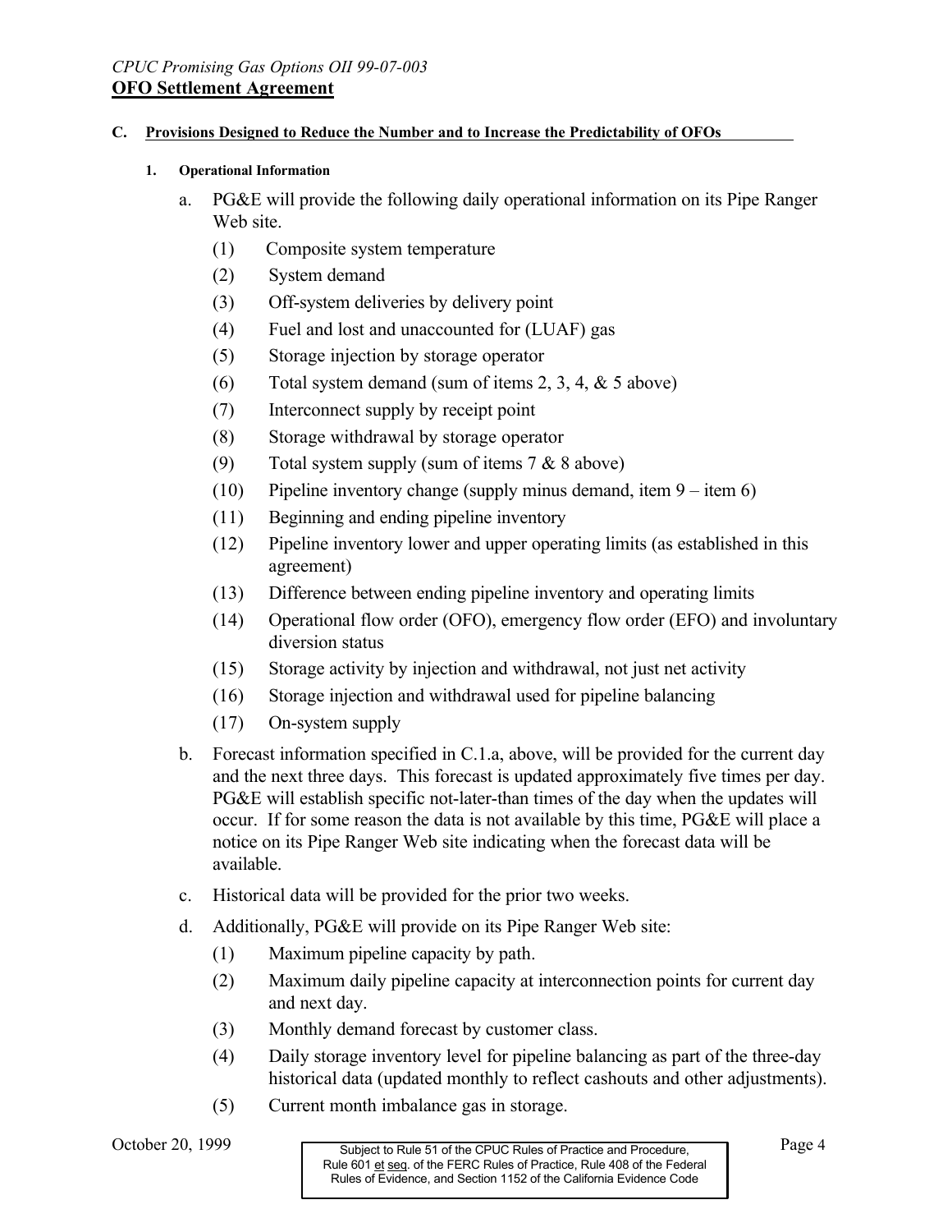**C. Provisions Designed to Reduce the Number and to Increase the Predictability of OFOs**

**1. Operational Information**

a. PG&E will provide the following daily operational information on its Pipe Ranger Web site.

(1) Composite system temperature

(2) System demand

(3) Off-system deliveries by delivery point

(4) Fuel and lost and unaccounted for (LUAF) gas

(5) Storage injection by storage operator

(6) Total system demand (sum of items 2, 3, 4, & 5 above)

(7) Interconnect supply by receipt point

(8) Storage withdrawal by storage operator

(9) Total system supply (sum of items 7 & 8 above)

(10) Pipeline inventory change (supply minus demand, item 9 – item 6)

(11) Beginning and ending pipeline inventory

(12) Pipeline inventory lower and upper operating limits (as established in this agreement)

(13) Difference between ending pipeline inventory and operating limits

(14) Operational flow order (OFO), emergency flow order (EFO) and involuntary diversion status

(15) Storage activity by injection and withdrawal, not just net activity

(16) Storage injection and withdrawal used for pipeline balancing

(17) On-system supply

b. Forecast information specified in C.1.a, above, will be provided for the current day and the next three days. This forecast is updated approximately five times per day. PG&E will establish specific not-later-than times of the day when the updates will occur. If for some reason the data is not available by this time, PG&E will place a notice on its Pipe Ranger Web site indicating when the forecast data will be available.

c. Historical data will be provided for the prior two weeks.

d. Additionally, PG&E will provide on its Pipe Ranger Web site:

(1) Maximum pipeline capacity by path.

(2) Maximum daily pipeline capacity at interconnection points for current day and next day.

(3) Monthly demand forecast by customer class.

(4) Daily storage inventory level for pipeline balancing as part of the three-day historical data (updated monthly to reflect cashouts and other adjustments).

(5) Current month imbalance gas in storage.

Subject to Rule 51 of the CPUC Rules of Practice and Procedure, Rule 601 et seq. of the FERC Rules of Practice, Rule 408 of the Federal Rules of Evidence, and Section 1152 of the California Evidence Code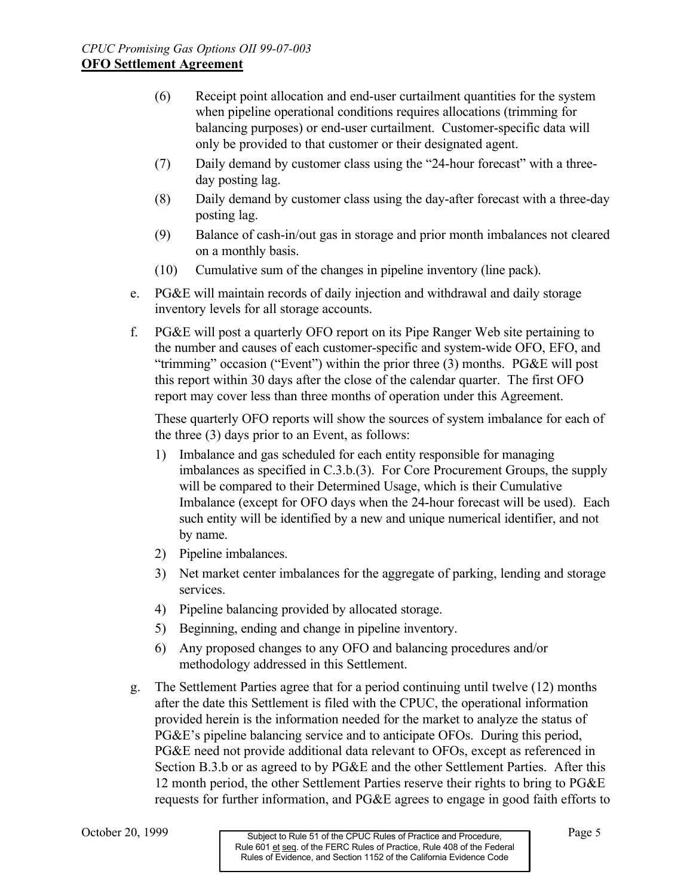(6) Receipt point allocation and end-user curtailment quantities for the system when pipeline operational conditions requires allocations (trimming for balancing purposes) or end-user curtailment. Customer-specific data will only be provided to that customer or their designated agent.

(7) Daily demand by customer class using the "24-hour forecast" with a three-day posting lag.

(8) Daily demand by customer class using the day-after forecast with a three-day posting lag.

(9) Balance of cash-in/out gas in storage and prior month imbalances not cleared on a monthly basis.

(10) Cumulative sum of the changes in pipeline inventory (line pack).

e. PG&E will maintain records of daily injection and withdrawal and daily storage inventory levels for all storage accounts.

f. PG&E will post a quarterly OFO report on its Pipe Ranger Web site pertaining to the number and causes of each customer-specific and system-wide OFO, EFO, and "trimming" occasion ("Event") within the prior three (3) months. PG&E will post this report within 30 days after the close of the calendar quarter. The first OFO report may cover less than three months of operation under this Agreement.

These quarterly OFO reports will show the sources of system imbalance for each of the three (3) days prior to an Event, as follows:

1) Imbalance and gas scheduled for each entity responsible for managing imbalances as specified in C.3.b.(3). For Core Procurement Groups, the supply will be compared to their Determined Usage, which is their Cumulative Imbalance (except for OFO days when the 24-hour forecast will be used). Each such entity will be identified by a new and unique numerical identifier, and not by name.
2) Pipeline imbalances.
3) Net market center imbalances for the aggregate of parking, lending and storage services.
4) Pipeline balancing provided by allocated storage.
5) Beginning, ending and change in pipeline inventory.
6) Any proposed changes to any OFO and balancing procedures and/or methodology addressed in this Settlement.

g. The Settlement Parties agree that for a period continuing until twelve (12) months after the date this Settlement is filed with the CPUC, the operational information provided herein is the information needed for the market to analyze the status of PG&E's pipeline balancing service and to anticipate OFOs. During this period, PG&E need not provide additional data relevant to OFOs, except as referenced in Section B.3.b or as agreed to by PG&E and the other Settlement Parties. After this 12 month period, the other Settlement Parties reserve their rights to bring to PG&E requests for further information, and PG&E agrees to engage in good faith efforts to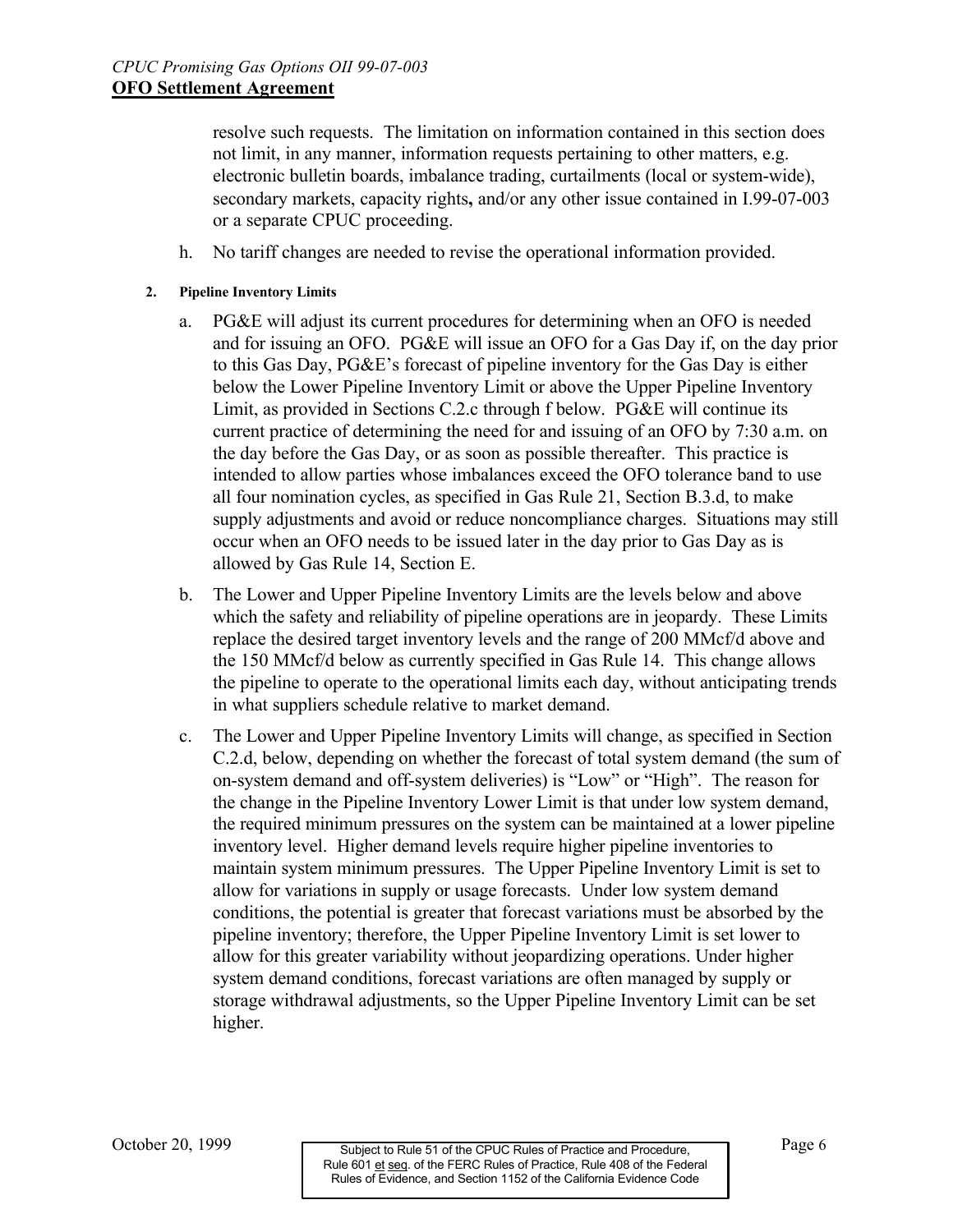resolve such requests. The limitation on information contained in this section does not limit, in any manner, information requests pertaining to other matters, e.g. electronic bulletin boards, imbalance trading, curtailments (local or system-wide), secondary markets, capacity rights**,** and/or any other issue contained in I.99-07-003 or a separate CPUC proceeding.

h. No tariff changes are needed to revise the operational information provided.

**2. Pipeline Inventory Limits**

a. PG&E will adjust its current procedures for determining when an OFO is needed and for issuing an OFO. PG&E will issue an OFO for a Gas Day if, on the day prior to this Gas Day, PG&E's forecast of pipeline inventory for the Gas Day is either below the Lower Pipeline Inventory Limit or above the Upper Pipeline Inventory Limit, as provided in Sections C.2.c through f below. PG&E will continue its current practice of determining the need for and issuing of an OFO by 7:30 a.m. on the day before the Gas Day, or as soon as possible thereafter. This practice is intended to allow parties whose imbalances exceed the OFO tolerance band to use all four nomination cycles, as specified in Gas Rule 21, Section B.3.d, to make supply adjustments and avoid or reduce noncompliance charges. Situations may still occur when an OFO needs to be issued later in the day prior to Gas Day as is allowed by Gas Rule 14, Section E.

b. The Lower and Upper Pipeline Inventory Limits are the levels below and above which the safety and reliability of pipeline operations are in jeopardy. These Limits replace the desired target inventory levels and the range of 200 MMcf/d above and the 150 MMcf/d below as currently specified in Gas Rule 14. This change allows the pipeline to operate to the operational limits each day, without anticipating trends in what suppliers schedule relative to market demand.

c. The Lower and Upper Pipeline Inventory Limits will change, as specified in Section C.2.d, below, depending on whether the forecast of total system demand (the sum of on-system demand and off-system deliveries) is "Low" or "High". The reason for the change in the Pipeline Inventory Lower Limit is that under low system demand, the required minimum pressures on the system can be maintained at a lower pipeline inventory level. Higher demand levels require higher pipeline inventories to maintain system minimum pressures. The Upper Pipeline Inventory Limit is set to allow for variations in supply or usage forecasts. Under low system demand conditions, the potential is greater that forecast variations must be absorbed by the pipeline inventory; therefore, the Upper Pipeline Inventory Limit is set lower to allow for this greater variability without jeopardizing operations. Under higher system demand conditions, forecast variations are often managed by supply or storage withdrawal adjustments, so the Upper Pipeline Inventory Limit can be set higher.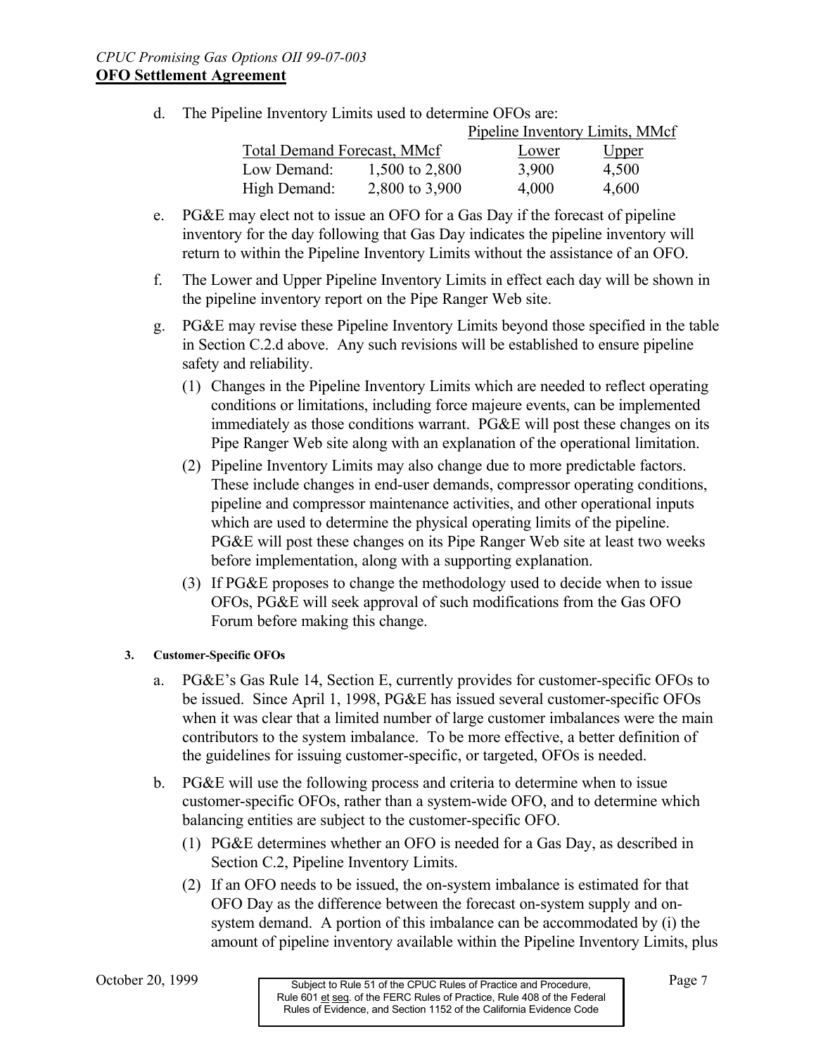d. The Pipeline Inventory Limits used to determine OFOs are:

| Total Demand Forecast, MMcf | | Pipeline Inventory Limits, MMcf | |
|---|---|---|---|
| | | Lower | Upper |
| Low Demand: | 1,500 to 2,800 | 3,900 | 4,500 |
| High Demand: | 2,800 to 3,900 | 4,000 | 4,600 |

e. PG&E may elect not to issue an OFO for a Gas Day if the forecast of pipeline inventory for the day following that Gas Day indicates the pipeline inventory will return to within the Pipeline Inventory Limits without the assistance of an OFO.

f. The Lower and Upper Pipeline Inventory Limits in effect each day will be shown in the pipeline inventory report on the Pipe Ranger Web site.

g. PG&E may revise these Pipeline Inventory Limits beyond those specified in the table in Section C.2.d above. Any such revisions will be established to ensure pipeline safety and reliability.

   (1) Changes in the Pipeline Inventory Limits which are needed to reflect operating conditions or limitations, including force majeure events, can be implemented immediately as those conditions warrant. PG&E will post these changes on its Pipe Ranger Web site along with an explanation of the operational limitation.

   (2) Pipeline Inventory Limits may also change due to more predictable factors. These include changes in end-user demands, compressor operating conditions, pipeline and compressor maintenance activities, and other operational inputs which are used to determine the physical operating limits of the pipeline. PG&E will post these changes on its Pipe Ranger Web site at least two weeks before implementation, along with a supporting explanation.

   (3) If PG&E proposes to change the methodology used to decide when to issue OFOs, PG&E will seek approval of such modifications from the Gas OFO Forum before making this change.

#### 3. Customer-Specific OFOs

a. PG&E's Gas Rule 14, Section E, currently provides for customer-specific OFOs to be issued. Since April 1, 1998, PG&E has issued several customer-specific OFOs when it was clear that a limited number of large customer imbalances were the main contributors to the system imbalance. To be more effective, a better definition of the guidelines for issuing customer-specific, or targeted, OFOs is needed.

b. PG&E will use the following process and criteria to determine when to issue customer-specific OFOs, rather than a system-wide OFO, and to determine which balancing entities are subject to the customer-specific OFO.

   (1) PG&E determines whether an OFO is needed for a Gas Day, as described in Section C.2, Pipeline Inventory Limits.

   (2) If an OFO needs to be issued, the on-system imbalance is estimated for that OFO Day as the difference between the forecast on-system supply and on-system demand. A portion of this imbalance can be accommodated by (i) the amount of pipeline inventory available within the Pipeline Inventory Limits, plus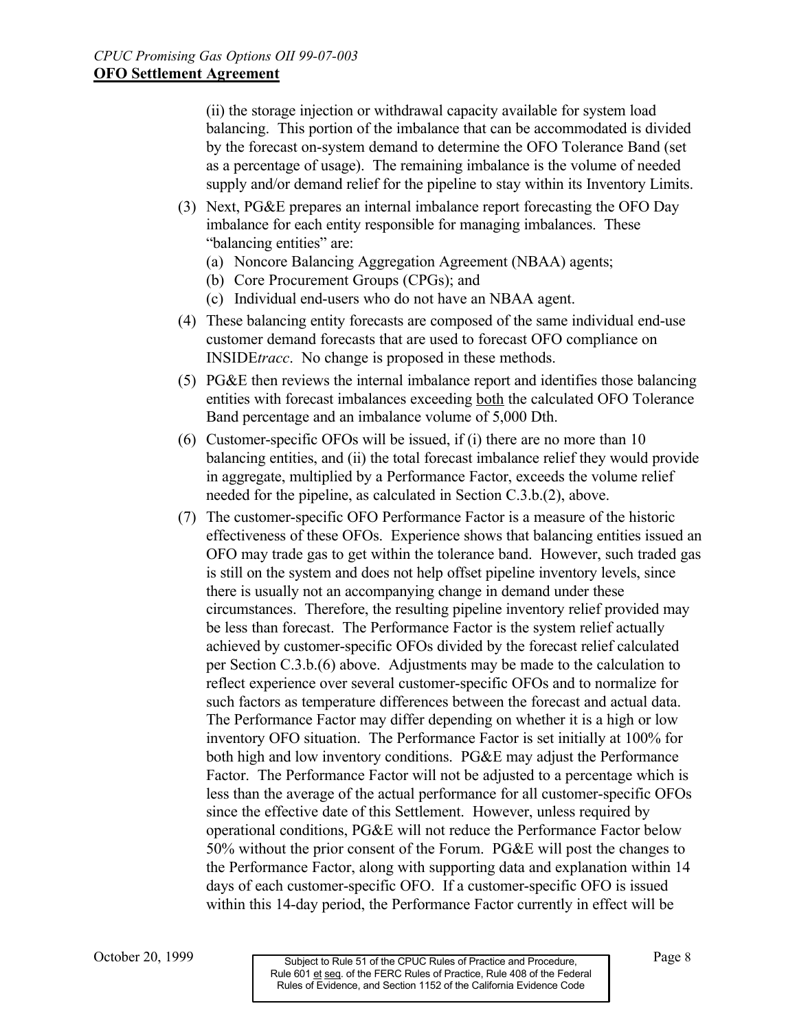(ii) the storage injection or withdrawal capacity available for system load balancing. This portion of the imbalance that can be accommodated is divided by the forecast on-system demand to determine the OFO Tolerance Band (set as a percentage of usage). The remaining imbalance is the volume of needed supply and/or demand relief for the pipeline to stay within its Inventory Limits.

(3) Next, PG&E prepares an internal imbalance report forecasting the OFO Day imbalance for each entity responsible for managing imbalances. These "balancing entities" are:

  (a) Noncore Balancing Aggregation Agreement (NBAA) agents;

  (b) Core Procurement Groups (CPGs); and

  (c) Individual end-users who do not have an NBAA agent.

(4) These balancing entity forecasts are composed of the same individual end-use customer demand forecasts that are used to forecast OFO compliance on INSIDE*tracc*. No change is proposed in these methods.

(5) PG&E then reviews the internal imbalance report and identifies those balancing entities with forecast imbalances exceeding both the calculated OFO Tolerance Band percentage and an imbalance volume of 5,000 Dth.

(6) Customer-specific OFOs will be issued, if (i) there are no more than 10 balancing entities, and (ii) the total forecast imbalance relief they would provide in aggregate, multiplied by a Performance Factor, exceeds the volume relief needed for the pipeline, as calculated in Section C.3.b.(2), above.

(7) The customer-specific OFO Performance Factor is a measure of the historic effectiveness of these OFOs. Experience shows that balancing entities issued an OFO may trade gas to get within the tolerance band. However, such traded gas is still on the system and does not help offset pipeline inventory levels, since there is usually not an accompanying change in demand under these circumstances. Therefore, the resulting pipeline inventory relief provided may be less than forecast. The Performance Factor is the system relief actually achieved by customer-specific OFOs divided by the forecast relief calculated per Section C.3.b.(6) above. Adjustments may be made to the calculation to reflect experience over several customer-specific OFOs and to normalize for such factors as temperature differences between the forecast and actual data. The Performance Factor may differ depending on whether it is a high or low inventory OFO situation. The Performance Factor is set initially at 100% for both high and low inventory conditions. PG&E may adjust the Performance Factor. The Performance Factor will not be adjusted to a percentage which is less than the average of the actual performance for all customer-specific OFOs since the effective date of this Settlement. However, unless required by operational conditions, PG&E will not reduce the Performance Factor below 50% without the prior consent of the Forum. PG&E will post the changes to the Performance Factor, along with supporting data and explanation within 14 days of each customer-specific OFO. If a customer-specific OFO is issued within this 14-day period, the Performance Factor currently in effect will be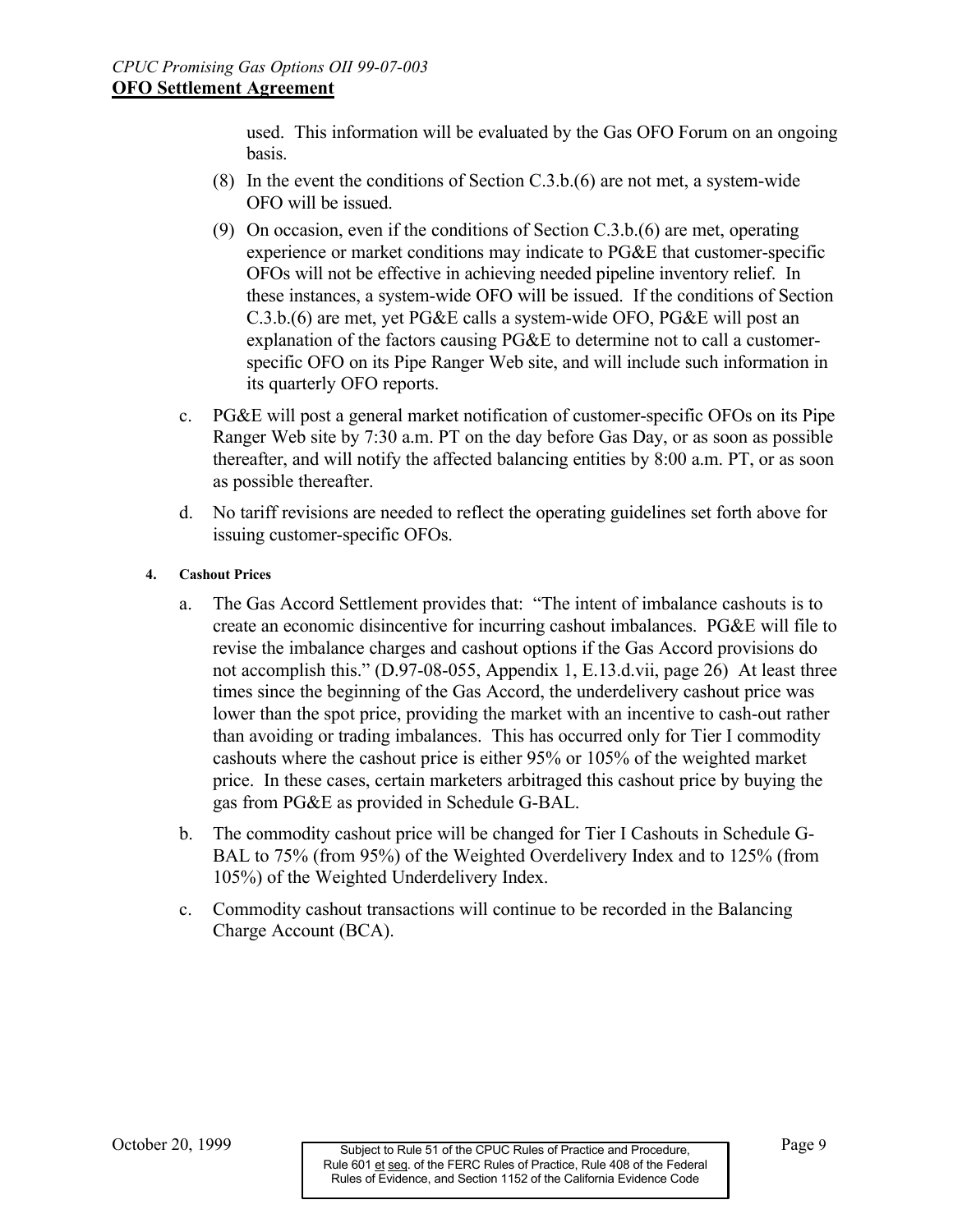used. This information will be evaluated by the Gas OFO Forum on an ongoing basis.

(8) In the event the conditions of Section C.3.b.(6) are not met, a system-wide OFO will be issued.

(9) On occasion, even if the conditions of Section C.3.b.(6) are met, operating experience or market conditions may indicate to PG&E that customer-specific OFOs will not be effective in achieving needed pipeline inventory relief. In these instances, a system-wide OFO will be issued. If the conditions of Section C.3.b.(6) are met, yet PG&E calls a system-wide OFO, PG&E will post an explanation of the factors causing PG&E to determine not to call a customer-specific OFO on its Pipe Ranger Web site, and will include such information in its quarterly OFO reports.

c. PG&E will post a general market notification of customer-specific OFOs on its Pipe Ranger Web site by 7:30 a.m. PT on the day before Gas Day, or as soon as possible thereafter, and will notify the affected balancing entities by 8:00 a.m. PT, or as soon as possible thereafter.

d. No tariff revisions are needed to reflect the operating guidelines set forth above for issuing customer-specific OFOs.

#### 4. Cashout Prices

a. The Gas Accord Settlement provides that: "The intent of imbalance cashouts is to create an economic disincentive for incurring cashout imbalances. PG&E will file to revise the imbalance charges and cashout options if the Gas Accord provisions do not accomplish this." (D.97-08-055, Appendix 1, E.13.d.vii, page 26) At least three times since the beginning of the Gas Accord, the underdelivery cashout price was lower than the spot price, providing the market with an incentive to cash-out rather than avoiding or trading imbalances. This has occurred only for Tier I commodity cashouts where the cashout price is either 95% or 105% of the weighted market price. In these cases, certain marketers arbitraged this cashout price by buying the gas from PG&E as provided in Schedule G-BAL.

b. The commodity cashout price will be changed for Tier I Cashouts in Schedule G-BAL to 75% (from 95%) of the Weighted Overdelivery Index and to 125% (from 105%) of the Weighted Underdelivery Index.

c. Commodity cashout transactions will continue to be recorded in the Balancing Charge Account (BCA).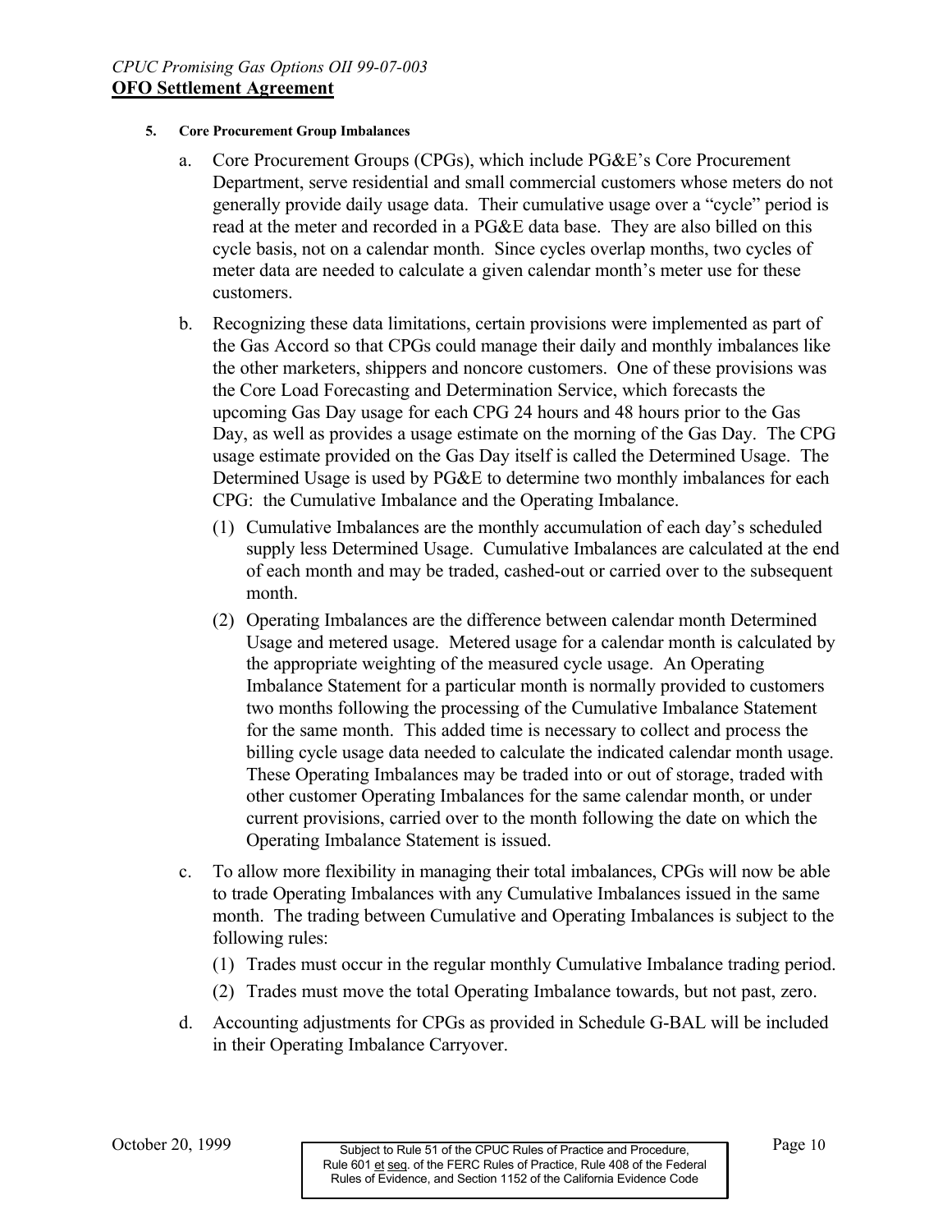**5. Core Procurement Group Imbalances**

a. Core Procurement Groups (CPGs), which include PG&E's Core Procurement Department, serve residential and small commercial customers whose meters do not generally provide daily usage data. Their cumulative usage over a "cycle" period is read at the meter and recorded in a PG&E data base. They are also billed on this cycle basis, not on a calendar month. Since cycles overlap months, two cycles of meter data are needed to calculate a given calendar month's meter use for these customers.

b. Recognizing these data limitations, certain provisions were implemented as part of the Gas Accord so that CPGs could manage their daily and monthly imbalances like the other marketers, shippers and noncore customers. One of these provisions was the Core Load Forecasting and Determination Service, which forecasts the upcoming Gas Day usage for each CPG 24 hours and 48 hours prior to the Gas Day, as well as provides a usage estimate on the morning of the Gas Day. The CPG usage estimate provided on the Gas Day itself is called the Determined Usage. The Determined Usage is used by PG&E to determine two monthly imbalances for each CPG: the Cumulative Imbalance and the Operating Imbalance.

   (1) Cumulative Imbalances are the monthly accumulation of each day's scheduled supply less Determined Usage. Cumulative Imbalances are calculated at the end of each month and may be traded, cashed-out or carried over to the subsequent month.

   (2) Operating Imbalances are the difference between calendar month Determined Usage and metered usage. Metered usage for a calendar month is calculated by the appropriate weighting of the measured cycle usage. An Operating Imbalance Statement for a particular month is normally provided to customers two months following the processing of the Cumulative Imbalance Statement for the same month. This added time is necessary to collect and process the billing cycle usage data needed to calculate the indicated calendar month usage. These Operating Imbalances may be traded into or out of storage, traded with other customer Operating Imbalances for the same calendar month, or under current provisions, carried over to the month following the date on which the Operating Imbalance Statement is issued.

c. To allow more flexibility in managing their total imbalances, CPGs will now be able to trade Operating Imbalances with any Cumulative Imbalances issued in the same month. The trading between Cumulative and Operating Imbalances is subject to the following rules:

   (1) Trades must occur in the regular monthly Cumulative Imbalance trading period.

   (2) Trades must move the total Operating Imbalance towards, but not past, zero.

d. Accounting adjustments for CPGs as provided in Schedule G-BAL will be included in their Operating Imbalance Carryover.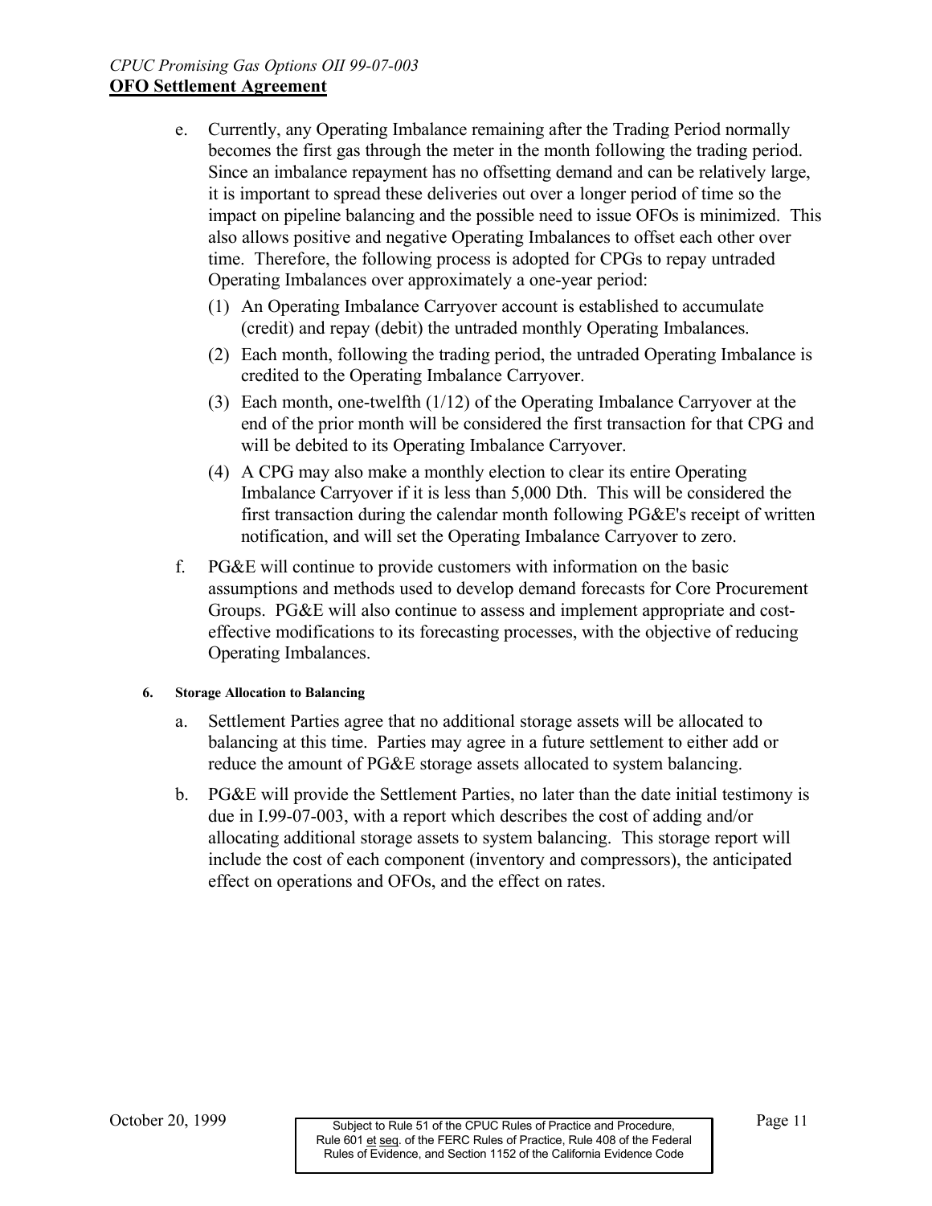e. Currently, any Operating Imbalance remaining after the Trading Period normally becomes the first gas through the meter in the month following the trading period. Since an imbalance repayment has no offsetting demand and can be relatively large, it is important to spread these deliveries out over a longer period of time so the impact on pipeline balancing and the possible need to issue OFOs is minimized. This also allows positive and negative Operating Imbalances to offset each other over time. Therefore, the following process is adopted for CPGs to repay untraded Operating Imbalances over approximately a one-year period:

   (1) An Operating Imbalance Carryover account is established to accumulate (credit) and repay (debit) the untraded monthly Operating Imbalances.

   (2) Each month, following the trading period, the untraded Operating Imbalance is credited to the Operating Imbalance Carryover.

   (3) Each month, one-twelfth (1/12) of the Operating Imbalance Carryover at the end of the prior month will be considered the first transaction for that CPG and will be debited to its Operating Imbalance Carryover.

   (4) A CPG may also make a monthly election to clear its entire Operating Imbalance Carryover if it is less than 5,000 Dth. This will be considered the first transaction during the calendar month following PG&E's receipt of written notification, and will set the Operating Imbalance Carryover to zero.

f. PG&E will continue to provide customers with information on the basic assumptions and methods used to develop demand forecasts for Core Procurement Groups. PG&E will also continue to assess and implement appropriate and cost-effective modifications to its forecasting processes, with the objective of reducing Operating Imbalances.

#### 6. Storage Allocation to Balancing

a. Settlement Parties agree that no additional storage assets will be allocated to balancing at this time. Parties may agree in a future settlement to either add or reduce the amount of PG&E storage assets allocated to system balancing.

b. PG&E will provide the Settlement Parties, no later than the date initial testimony is due in I.99-07-003, with a report which describes the cost of adding and/or allocating additional storage assets to system balancing. This storage report will include the cost of each component (inventory and compressors), the anticipated effect on operations and OFOs, and the effect on rates.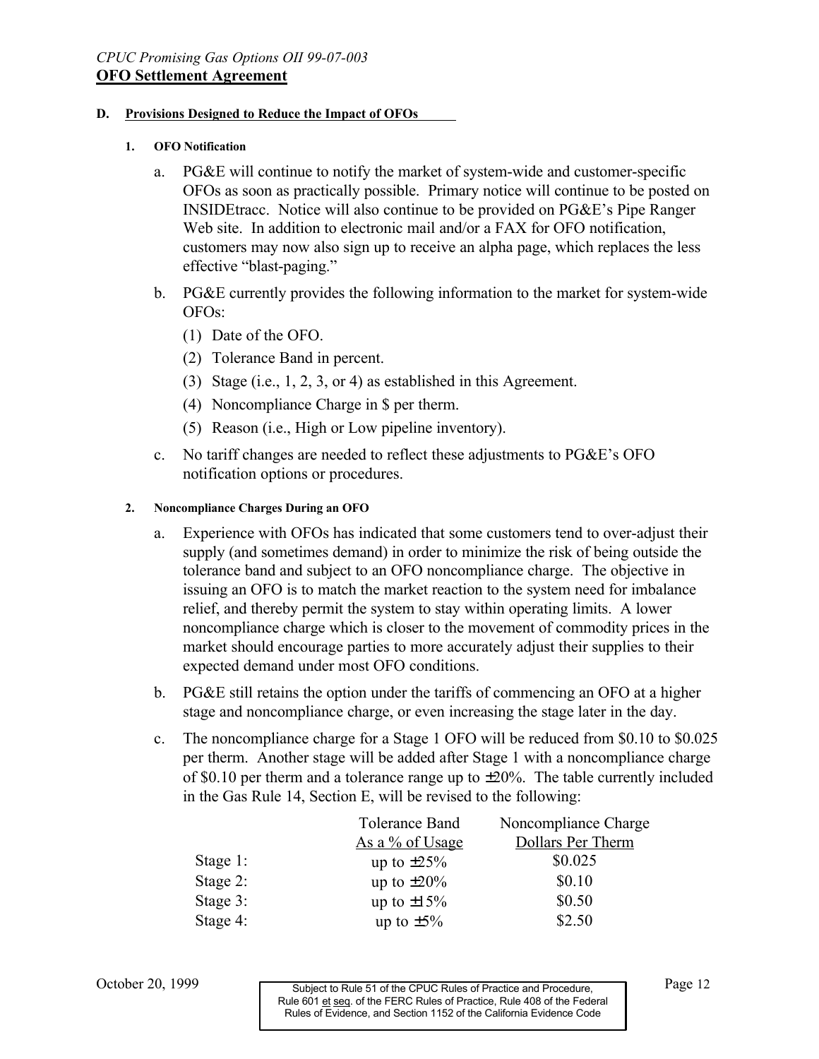**D. Provisions Designed to Reduce the Impact of OFOs**

**1. OFO Notification**

a. PG&E will continue to notify the market of system-wide and customer-specific OFOs as soon as practically possible. Primary notice will continue to be posted on INSIDEtracc. Notice will also continue to be provided on PG&E's Pipe Ranger Web site. In addition to electronic mail and/or a FAX for OFO notification, customers may now also sign up to receive an alpha page, which replaces the less effective "blast-paging."

b. PG&E currently provides the following information to the market for system-wide OFOs:

(1) Date of the OFO.

(2) Tolerance Band in percent.

(3) Stage (i.e., 1, 2, 3, or 4) as established in this Agreement.

(4) Noncompliance Charge in $ per therm.

(5) Reason (i.e., High or Low pipeline inventory).

c. No tariff changes are needed to reflect these adjustments to PG&E's OFO notification options or procedures.

**2. Noncompliance Charges During an OFO**

a. Experience with OFOs has indicated that some customers tend to over-adjust their supply (and sometimes demand) in order to minimize the risk of being outside the tolerance band and subject to an OFO noncompliance charge. The objective in issuing an OFO is to match the market reaction to the system need for imbalance relief, and thereby permit the system to stay within operating limits. A lower noncompliance charge which is closer to the movement of commodity prices in the market should encourage parties to more accurately adjust their supplies to their expected demand under most OFO conditions.

b. PG&E still retains the option under the tariffs of commencing an OFO at a higher stage and noncompliance charge, or even increasing the stage later in the day.

c. The noncompliance charge for a Stage 1 OFO will be reduced from $0.10 to $0.025 per therm. Another stage will be added after Stage 1 with a noncompliance charge of $0.10 per therm and a tolerance range up to ±20%. The table currently included in the Gas Rule 14, Section E, will be revised to the following:

| | Tolerance Band As a % of Usage | Noncompliance Charge Dollars Per Therm |
|---|---|---|
| Stage 1: | up to ±25% | $0.025 |
| Stage 2: | up to ±20% | $0.10 |
| Stage 3: | up to ±15% | $0.50 |
| Stage 4: | up to ±5% | $2.50 |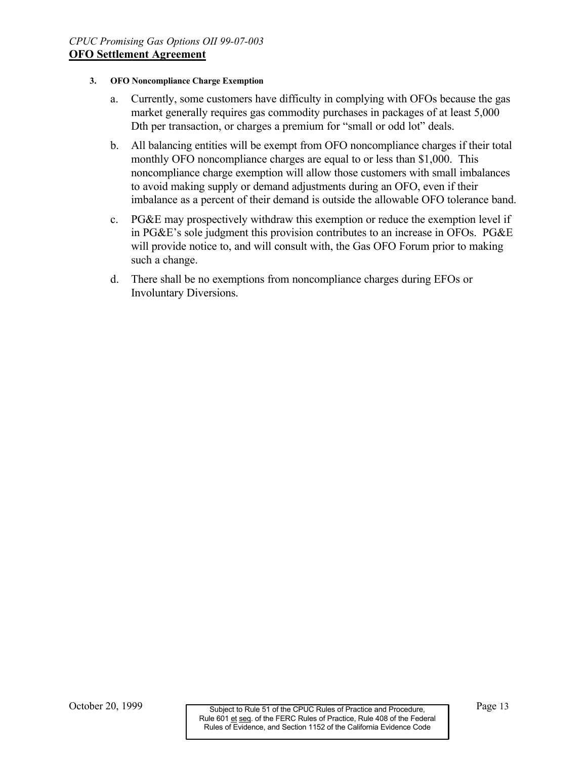### 3. OFO Noncompliance Charge Exemption

a. Currently, some customers have difficulty in complying with OFOs because the gas market generally requires gas commodity purchases in packages of at least 5,000 Dth per transaction, or charges a premium for "small or odd lot" deals.

b. All balancing entities will be exempt from OFO noncompliance charges if their total monthly OFO noncompliance charges are equal to or less than $1,000. This noncompliance charge exemption will allow those customers with small imbalances to avoid making supply or demand adjustments during an OFO, even if their imbalance as a percent of their demand is outside the allowable OFO tolerance band.

c. PG&E may prospectively withdraw this exemption or reduce the exemption level if in PG&E's sole judgment this provision contributes to an increase in OFOs. PG&E will provide notice to, and will consult with, the Gas OFO Forum prior to making such a change.

d. There shall be no exemptions from noncompliance charges during EFOs or Involuntary Diversions.